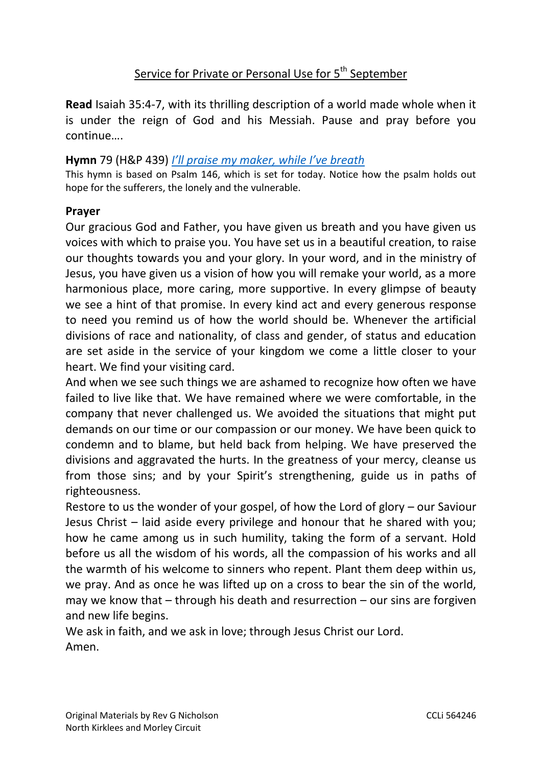# Service for Private or Personal Use for 5th September

**Read** Isaiah 35:4-7, with its thrilling description of a world made whole when it is under the reign of God and his Messiah. Pause and pray before you continue….

**Hymn** 79 (H&P 439) *I'll praise my maker, while I've breath*

This hymn is based on Psalm 146, which is set for today. Notice how the psalm holds out hope for the sufferers, the lonely and the vulnerable.

**Prayer**

Our gracious God and Father, you have given us breath and you have given us voices with which to praise you. You have set us in a beautiful creation, to raise our thoughts towards you and your glory. In your word, and in the ministry of Jesus, you have given us a vision of how you will remake your world, as a more harmonious place, more caring, more supportive. In every glimpse of beauty we see a hint of that promise. In every kind act and every generous response to need you remind us of how the world should be. Whenever the artificial divisions of race and nationality, of class and gender, of status and education are set aside in the service of your kingdom we come a little closer to your heart. We find your visiting card.

And when we see such things we are ashamed to recognize how often we have failed to live like that. We have remained where we were comfortable, in the company that never challenged us. We avoided the situations that might put demands on our time or our compassion or our money. We have been quick to condemn and to blame, but held back from helping. We have preserved the divisions and aggravated the hurts. In the greatness of your mercy, cleanse us from those sins; and by your Spirit's strengthening, guide us in paths of righteousness.

Restore to us the wonder of your gospel, of how the Lord of glory – our Saviour Jesus Christ – laid aside every privilege and honour that he shared with you; how he came among us in such humility, taking the form of a servant. Hold before us all the wisdom of his words, all the compassion of his works and all the warmth of his welcome to sinners who repent. Plant them deep within us, we pray. And as once he was lifted up on a cross to bear the sin of the world, may we know that – through his death and resurrection – our sins are forgiven and new life begins.

We ask in faith, and we ask in love; through Jesus Christ our Lord.
Amen.

Original Materials by Rev G Nicholson
North Kirklees and Morley Circuit

CCLi 564246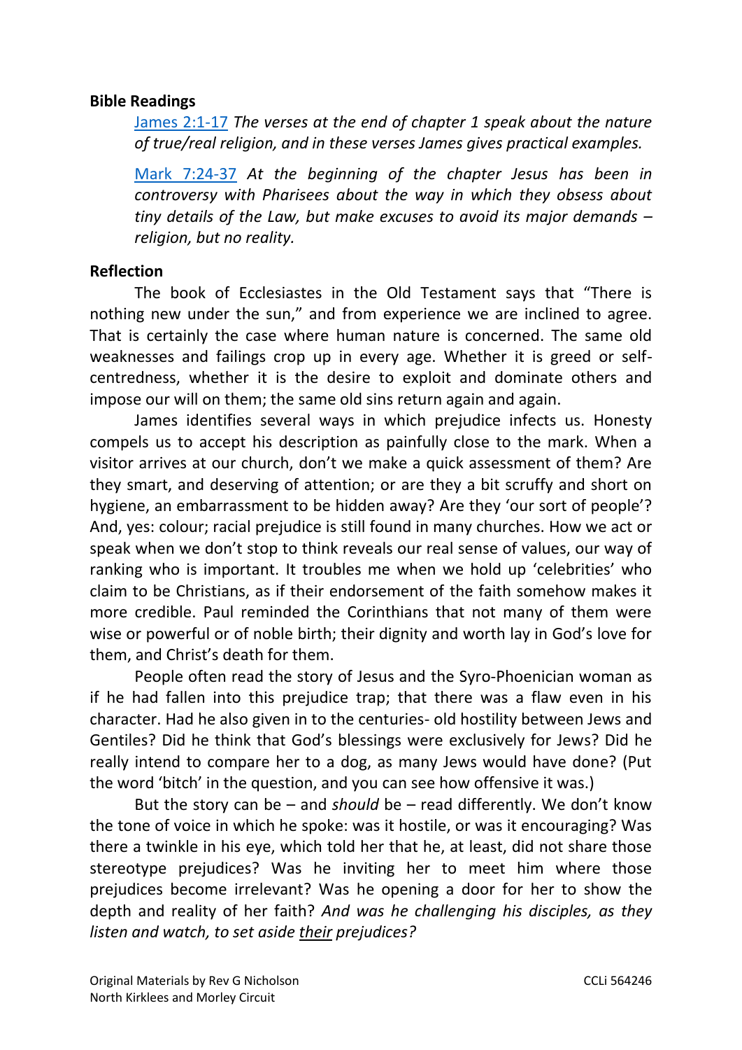**Bible Readings**

[James 2:1-17] *The verses at the end of chapter 1 speak about the nature of true/real religion, and in these verses James gives practical examples.*

[Mark 7:24-37] *At the beginning of the chapter Jesus has been in controversy with Pharisees about the way in which they obsess about tiny details of the Law, but make excuses to avoid its major demands – religion, but no reality.*

**Reflection**

The book of Ecclesiastes in the Old Testament says that "There is nothing new under the sun," and from experience we are inclined to agree. That is certainly the case where human nature is concerned. The same old weaknesses and failings crop up in every age. Whether it is greed or self-centredness, whether it is the desire to exploit and dominate others and impose our will on them; the same old sins return again and again.

James identifies several ways in which prejudice infects us. Honesty compels us to accept his description as painfully close to the mark. When a visitor arrives at our church, don't we make a quick assessment of them? Are they smart, and deserving of attention; or are they a bit scruffy and short on hygiene, an embarrassment to be hidden away? Are they 'our sort of people'? And, yes: colour; racial prejudice is still found in many churches. How we act or speak when we don't stop to think reveals our real sense of values, our way of ranking who is important. It troubles me when we hold up 'celebrities' who claim to be Christians, as if their endorsement of the faith somehow makes it more credible. Paul reminded the Corinthians that not many of them were wise or powerful or of noble birth; their dignity and worth lay in God's love for them, and Christ's death for them.

People often read the story of Jesus and the Syro-Phoenician woman as if he had fallen into this prejudice trap; that there was a flaw even in his character. Had he also given in to the centuries- old hostility between Jews and Gentiles? Did he think that God's blessings were exclusively for Jews? Did he really intend to compare her to a dog, as many Jews would have done? (Put the word 'bitch' in the question, and you can see how offensive it was.)

But the story can be – and *should* be – read differently. We don't know the tone of voice in which he spoke: was it hostile, or was it encouraging? Was there a twinkle in his eye, which told her that he, at least, did not share those stereotype prejudices? Was he inviting her to meet him where those prejudices become irrelevant? Was he opening a door for her to show the depth and reality of her faith? *And was he challenging his disciples, as they listen and watch, to set aside <u>their</u> prejudices?*

Original Materials by Rev G Nicholson
North Kirklees and Morley Circuit

CCLi 564246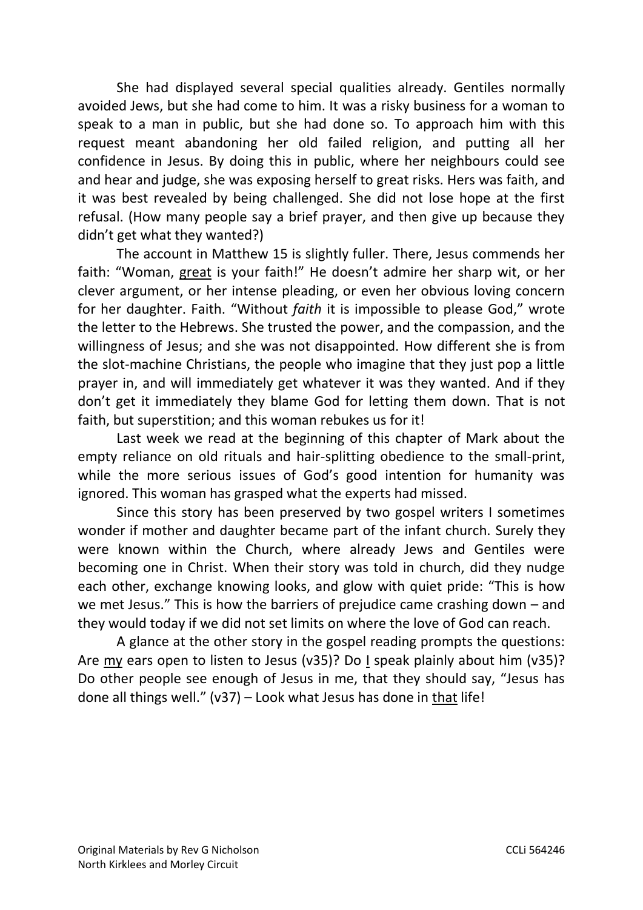She had displayed several special qualities already. Gentiles normally avoided Jews, but she had come to him. It was a risky business for a woman to speak to a man in public, but she had done so. To approach him with this request meant abandoning her old failed religion, and putting all her confidence in Jesus. By doing this in public, where her neighbours could see and hear and judge, she was exposing herself to great risks. Hers was faith, and it was best revealed by being challenged. She did not lose hope at the first refusal. (How many people say a brief prayer, and then give up because they didn't get what they wanted?)

The account in Matthew 15 is slightly fuller. There, Jesus commends her faith: "Woman, <u>great</u> is your faith!" He doesn't admire her sharp wit, or her clever argument, or her intense pleading, or even her obvious loving concern for her daughter. Faith. "Without *faith* it is impossible to please God," wrote the letter to the Hebrews. She trusted the power, and the compassion, and the willingness of Jesus; and she was not disappointed. How different she is from the slot-machine Christians, the people who imagine that they just pop a little prayer in, and will immediately get whatever it was they wanted. And if they don't get it immediately they blame God for letting them down. That is not faith, but superstition; and this woman rebukes us for it!

Last week we read at the beginning of this chapter of Mark about the empty reliance on old rituals and hair-splitting obedience to the small-print, while the more serious issues of God's good intention for humanity was ignored. This woman has grasped what the experts had missed.

Since this story has been preserved by two gospel writers I sometimes wonder if mother and daughter became part of the infant church. Surely they were known within the Church, where already Jews and Gentiles were becoming one in Christ. When their story was told in church, did they nudge each other, exchange knowing looks, and glow with quiet pride: "This is how we met Jesus." This is how the barriers of prejudice came crashing down – and they would today if we did not set limits on where the love of God can reach.

A glance at the other story in the gospel reading prompts the questions: Are <u>my</u> ears open to listen to Jesus (v35)? Do <u>I</u> speak plainly about him (v35)? Do other people see enough of Jesus in me, that they should say, "Jesus has done all things well." (v37) – Look what Jesus has done in <u>that</u> life!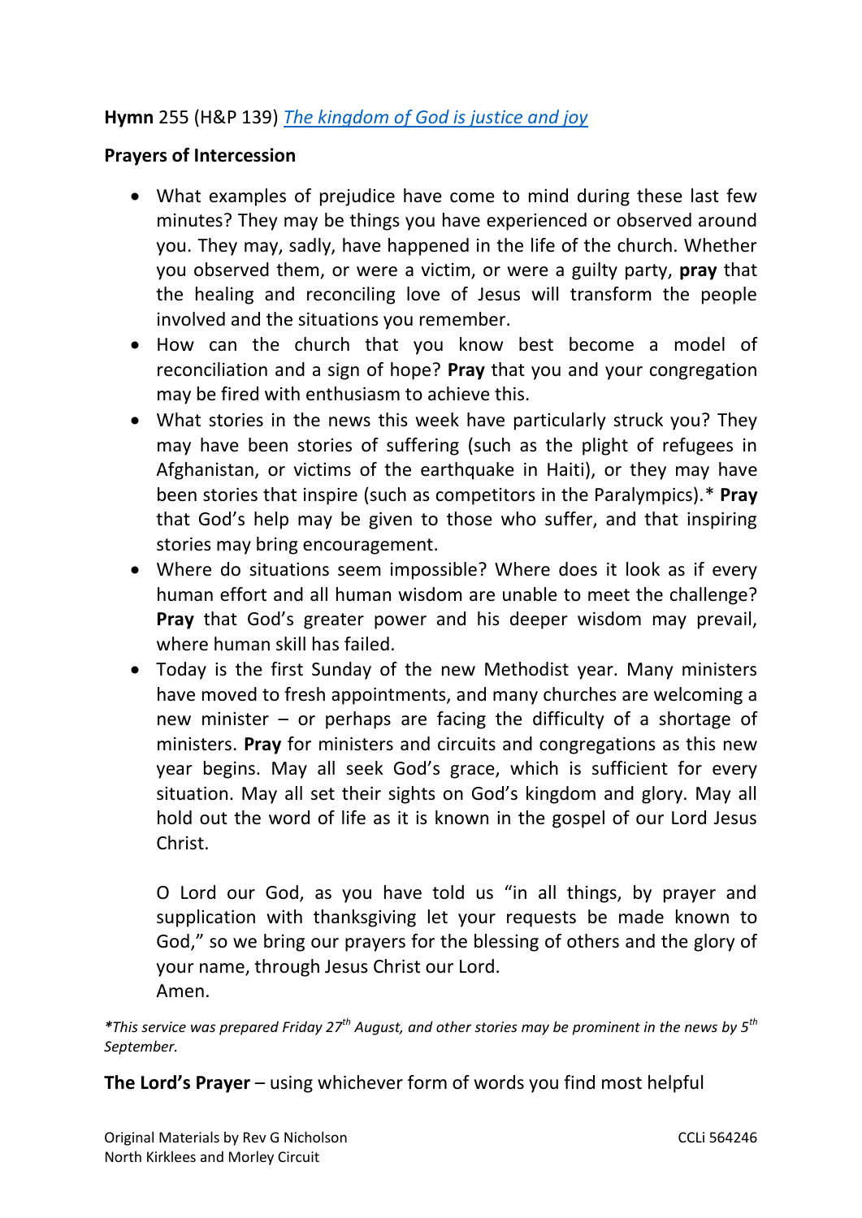**Hymn** 255 (H&P 139) *The kingdom of God is justice and joy*

**Prayers of Intercession**

- What examples of prejudice have come to mind during these last few minutes? They may be things you have experienced or observed around you. They may, sadly, have happened in the life of the church. Whether you observed them, or were a victim, or were a guilty party, **pray** that the healing and reconciling love of Jesus will transform the people involved and the situations you remember.
- How can the church that you know best become a model of reconciliation and a sign of hope? **Pray** that you and your congregation may be fired with enthusiasm to achieve this.
- What stories in the news this week have particularly struck you? They may have been stories of suffering (such as the plight of refugees in Afghanistan, or victims of the earthquake in Haiti), or they may have been stories that inspire (such as competitors in the Paralympics).* **Pray** that God's help may be given to those who suffer, and that inspiring stories may bring encouragement.
- Where do situations seem impossible? Where does it look as if every human effort and all human wisdom are unable to meet the challenge? **Pray** that God's greater power and his deeper wisdom may prevail, where human skill has failed.
- Today is the first Sunday of the new Methodist year. Many ministers have moved to fresh appointments, and many churches are welcoming a new minister – or perhaps are facing the difficulty of a shortage of ministers. **Pray** for ministers and circuits and congregations as this new year begins. May all seek God's grace, which is sufficient for every situation. May all set their sights on God's kingdom and glory. May all hold out the word of life as it is known in the gospel of our Lord Jesus Christ.

  O Lord our God, as you have told us "in all things, by prayer and supplication with thanksgiving let your requests be made known to God," so we bring our prayers for the blessing of others and the glory of your name, through Jesus Christ our Lord.
  Amen.

*\*This service was prepared Friday 27th August, and other stories may be prominent in the news by 5th September.*

**The Lord's Prayer** – using whichever form of words you find most helpful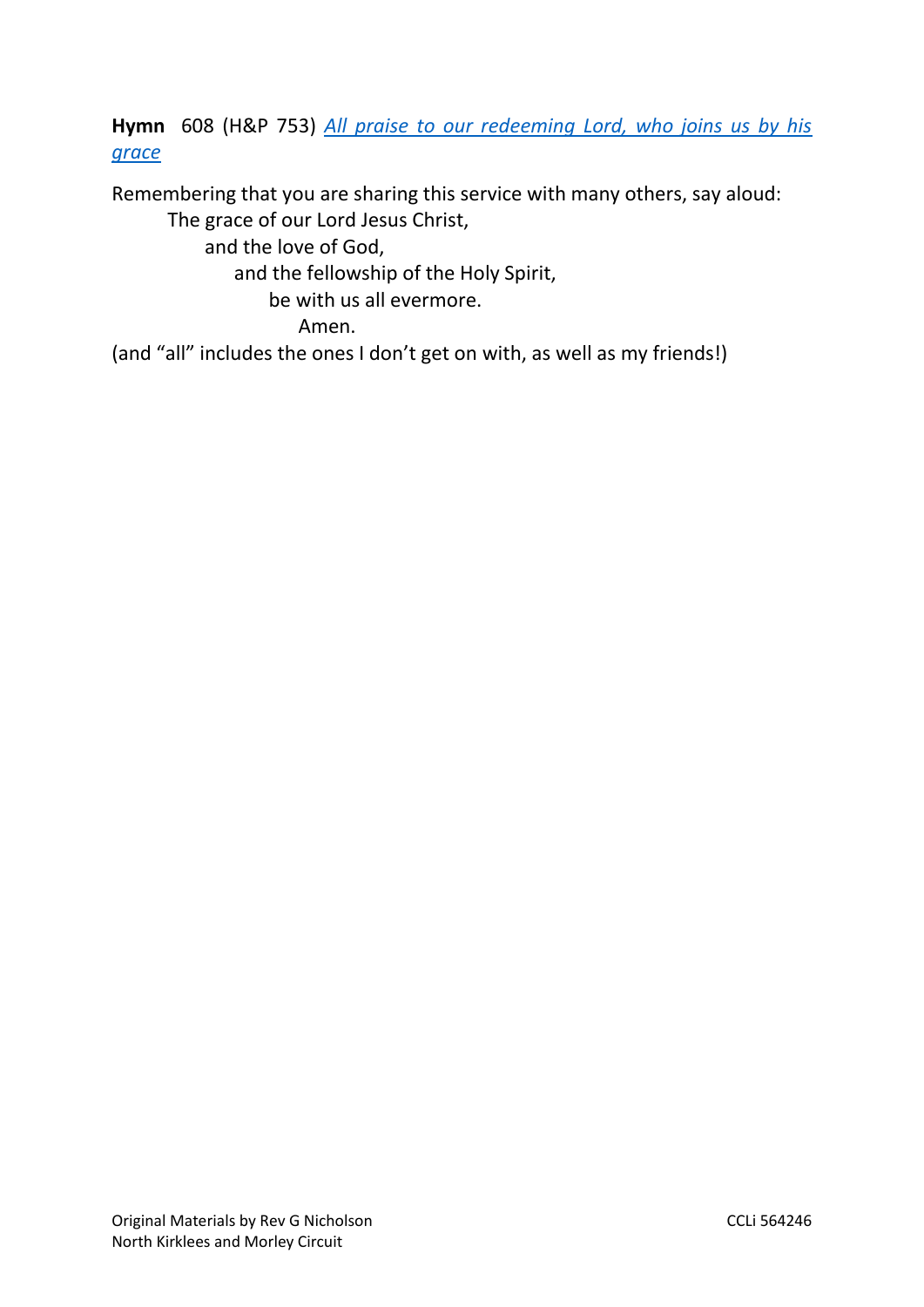**Hymn** 608 (H&P 753) *All praise to our redeeming Lord, who joins us by his grace*

Remembering that you are sharing this service with many others, say aloud:

The grace of our Lord Jesus Christ,
and the love of God,
and the fellowship of the Holy Spirit,
be with us all evermore.
Amen.

(and “all” includes the ones I don’t get on with, as well as my friends!)

Original Materials by Rev G Nicholson
North Kirklees and Morley Circuit

CCLi 564246